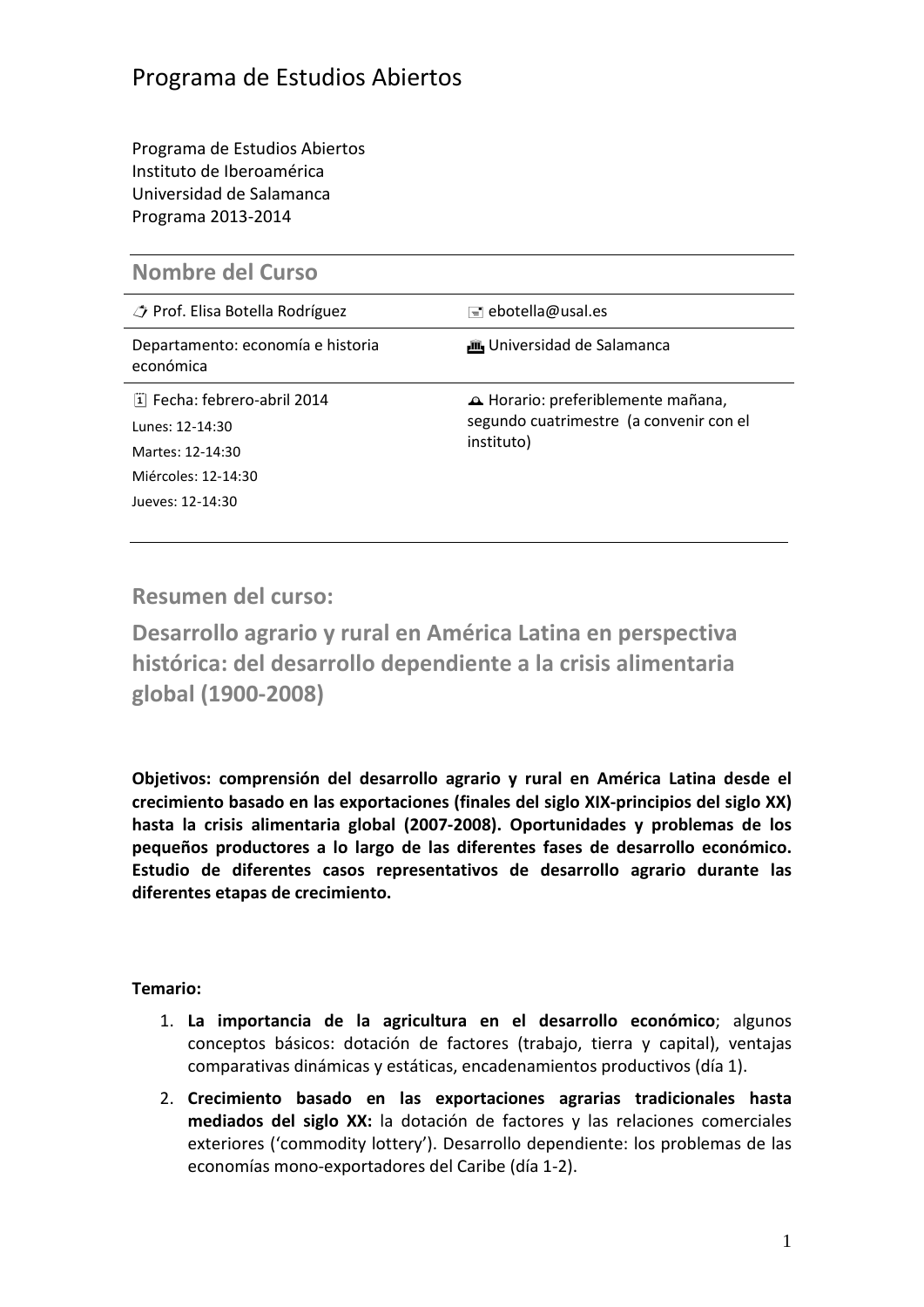# Programa de Estudios Abiertos

Programa de Estudios Abiertos
Instituto de Iberoamérica
Universidad de Salamanca
Programa 2013-2014

## Nombre del Curso

| | |
|---|---|
| Prof. Elisa Botella Rodríguez | ebotella@usal.es |
| Departamento: economía e historia económica | Universidad de Salamanca |
| Fecha: febrero-abril 2014<br>Lunes: 12-14:30<br>Martes: 12-14:30<br>Miércoles: 12-14:30<br>Jueves: 12-14:30 | Horario: preferiblemente mañana, segundo cuatrimestre (a convenir con el instituto) |

## Resumen del curso:

## Desarrollo agrario y rural en América Latina en perspectiva histórica: del desarrollo dependiente a la crisis alimentaria global (1900-2008)

**Objetivos: comprensión del desarrollo agrario y rural en América Latina desde el crecimiento basado en las exportaciones (finales del siglo XIX-principios del siglo XX) hasta la crisis alimentaria global (2007-2008). Oportunidades y problemas de los pequeños productores a lo largo de las diferentes fases de desarrollo económico. Estudio de diferentes casos representativos de desarrollo agrario durante las diferentes etapas de crecimiento.**

**Temario:**

1. **La importancia de la agricultura en el desarrollo económico**; algunos conceptos básicos: dotación de factores (trabajo, tierra y capital), ventajas comparativas dinámicas y estáticas, encadenamientos productivos (día 1).
2. **Crecimiento basado en las exportaciones agrarias tradicionales hasta mediados del siglo XX:** la dotación de factores y las relaciones comerciales exteriores ('commodity lottery'). Desarrollo dependiente: los problemas de las economías mono-exportadores del Caribe (día 1-2).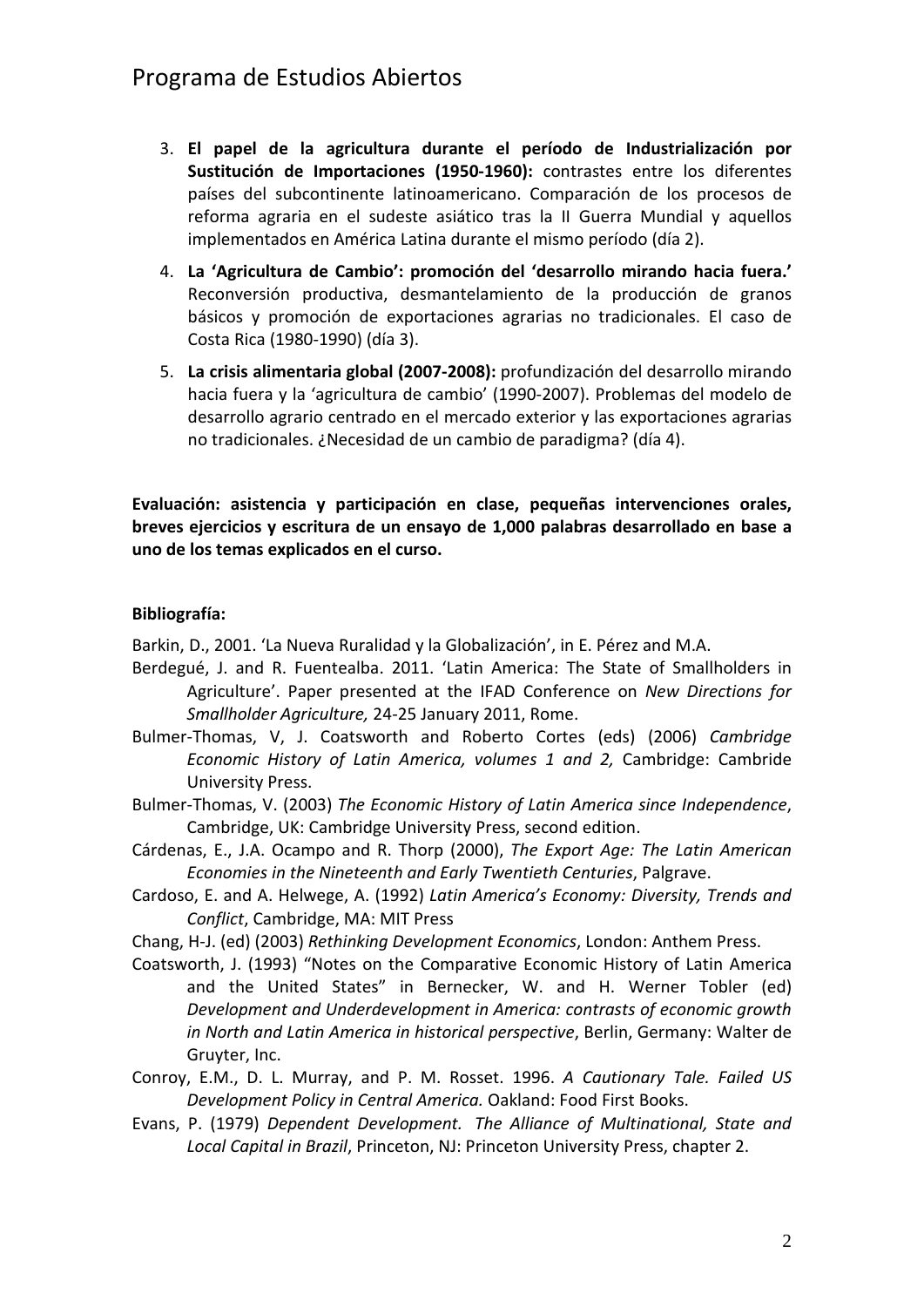3. **El papel de la agricultura durante el período de Industrialización por Sustitución de Importaciones (1950-1960):** contrastes entre los diferentes países del subcontinente latinoamericano. Comparación de los procesos de reforma agraria en el sudeste asiático tras la II Guerra Mundial y aquellos implementados en América Latina durante el mismo período (día 2).
4. **La 'Agricultura de Cambio': promoción del 'desarrollo mirando hacia fuera.'** Reconversión productiva, desmantelamiento de la producción de granos básicos y promoción de exportaciones agrarias no tradicionales. El caso de Costa Rica (1980-1990) (día 3).
5. **La crisis alimentaria global (2007-2008):** profundización del desarrollo mirando hacia fuera y la 'agricultura de cambio' (1990-2007). Problemas del modelo de desarrollo agrario centrado en el mercado exterior y las exportaciones agrarias no tradicionales. ¿Necesidad de un cambio de paradigma? (día 4).

**Evaluación: asistencia y participación en clase, pequeñas intervenciones orales, breves ejercicios y escritura de un ensayo de 1,000 palabras desarrollado en base a uno de los temas explicados en el curso.**

**Bibliografía:**

Barkin, D., 2001. 'La Nueva Ruralidad y la Globalización', in E. Pérez and M.A.

Berdegué, J. and R. Fuentealba. 2011. 'Latin America: The State of Smallholders in Agriculture'. Paper presented at the IFAD Conference on *New Directions for Smallholder Agriculture,* 24-25 January 2011, Rome.

Bulmer-Thomas, V, J. Coatsworth and Roberto Cortes (eds) (2006) *Cambridge Economic History of Latin America, volumes 1 and 2,* Cambridge: Cambride University Press.

Bulmer-Thomas, V. (2003) *The Economic History of Latin America since Independence*, Cambridge, UK: Cambridge University Press, second edition.

Cárdenas, E., J.A. Ocampo and R. Thorp (2000), *The Export Age: The Latin American Economies in the Nineteenth and Early Twentieth Centuries*, Palgrave.

Cardoso, E. and A. Helwege, A. (1992) *Latin America's Economy: Diversity, Trends and Conflict*, Cambridge, MA: MIT Press

Chang, H-J. (ed) (2003) *Rethinking Development Economics*, London: Anthem Press.

Coatsworth, J. (1993) "Notes on the Comparative Economic History of Latin America and the United States" in Bernecker, W. and H. Werner Tobler (ed) *Development and Underdevelopment in America: contrasts of economic growth in North and Latin America in historical perspective*, Berlin, Germany: Walter de Gruyter, Inc.

Conroy, E.M., D. L. Murray, and P. M. Rosset. 1996. *A Cautionary Tale. Failed US Development Policy in Central America.* Oakland: Food First Books.

Evans, P. (1979) *Dependent Development. The Alliance of Multinational, State and Local Capital in Brazil*, Princeton, NJ: Princeton University Press, chapter 2.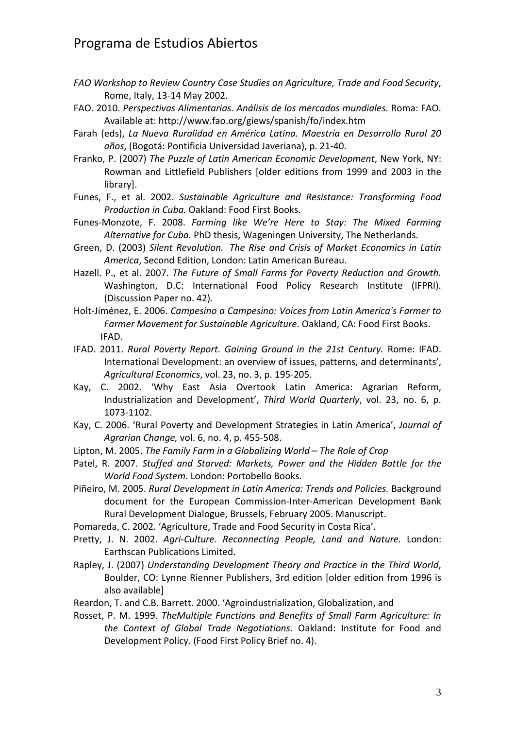*FAO Workshop to Review Country Case Studies on Agriculture, Trade and Food Security*, Rome, Italy, 13-14 May 2002.

FAO. 2010. *Perspectivas Alimentarias. Análisis de los mercados mundiales.* Roma: FAO. Available at: http://www.fao.org/giews/spanish/fo/index.htm

Farah (eds), *La Nueva Ruralidad en América Latina. Maestría en Desarrollo Rural 20 años*, (Bogotá: Pontificia Universidad Javeriana), p. 21-40.

Franko, P. (2007) *The Puzzle of Latin American Economic Development*, New York, NY: Rowman and Littlefield Publishers [older editions from 1999 and 2003 in the library].

Funes, F., et al. 2002. *Sustainable Agriculture and Resistance: Transforming Food Production in Cuba.* Oakland: Food First Books.

Funes-Monzote, F. 2008. *Farming like We're Here to Stay: The Mixed Farming Alternative for Cuba.* PhD thesis, Wageningen University, The Netherlands.

Green, D. (2003) *Silent Revolution. The Rise and Crisis of Market Economics in Latin America*, Second Edition, London: Latin American Bureau.

Hazell. P., et al. 2007. *The Future of Small Farms for Poverty Reduction and Growth.* Washington, D.C: International Food Policy Research Institute (IFPRI). (Discussion Paper no. 42).

Holt-Jiménez, E. 2006. *Campesino a Campesino: Voices from Latin America's Farmer to Farmer Movement for Sustainable Agriculture*. Oakland, CA: Food First Books. IFAD.

IFAD. 2011. *Rural Poverty Report. Gaining Ground in the 21st Century.* Rome: IFAD. International Development: an overview of issues, patterns, and determinants', *Agricultural Economics*, vol. 23, no. 3, p. 195-205.

Kay, C. 2002. 'Why East Asia Overtook Latin America: Agrarian Reform, Industrialization and Development', *Third World Quarterly*, vol. 23, no. 6, p. 1073-1102.

Kay, C. 2006. 'Rural Poverty and Development Strategies in Latin America', *Journal of Agrarian Change,* vol. 6, no. 4, p. 455-508.

Lipton, M. 2005. *The Family Farm in a Globalizing World – The Role of Crop*

Patel, R. 2007. *Stuffed and Starved: Markets, Power and the Hidden Battle for the World Food System.* London: Portobello Books.

Piñeiro, M. 2005. *Rural Development in Latin America: Trends and Policies.* Background document for the European Commission-Inter-American Development Bank Rural Development Dialogue, Brussels, February 2005. Manuscript.

Pomareda, C. 2002. 'Agriculture, Trade and Food Security in Costa Rica'.

Pretty, J. N. 2002. *Agri-Culture. Reconnecting People, Land and Nature.* London: Earthscan Publications Limited.

Rapley, J. (2007) *Understanding Development Theory and Practice in the Third World*, Boulder, CO: Lynne Rienner Publishers, 3rd edition [older edition from 1996 is also available]

Reardon, T. and C.B. Barrett. 2000. 'Agroindustrialization, Globalization, and

Rosset, P. M. 1999. *TheMultiple Functions and Benefits of Small Farm Agriculture: In the Context of Global Trade Negotiations.* Oakland: Institute for Food and Development Policy. (Food First Policy Brief no. 4).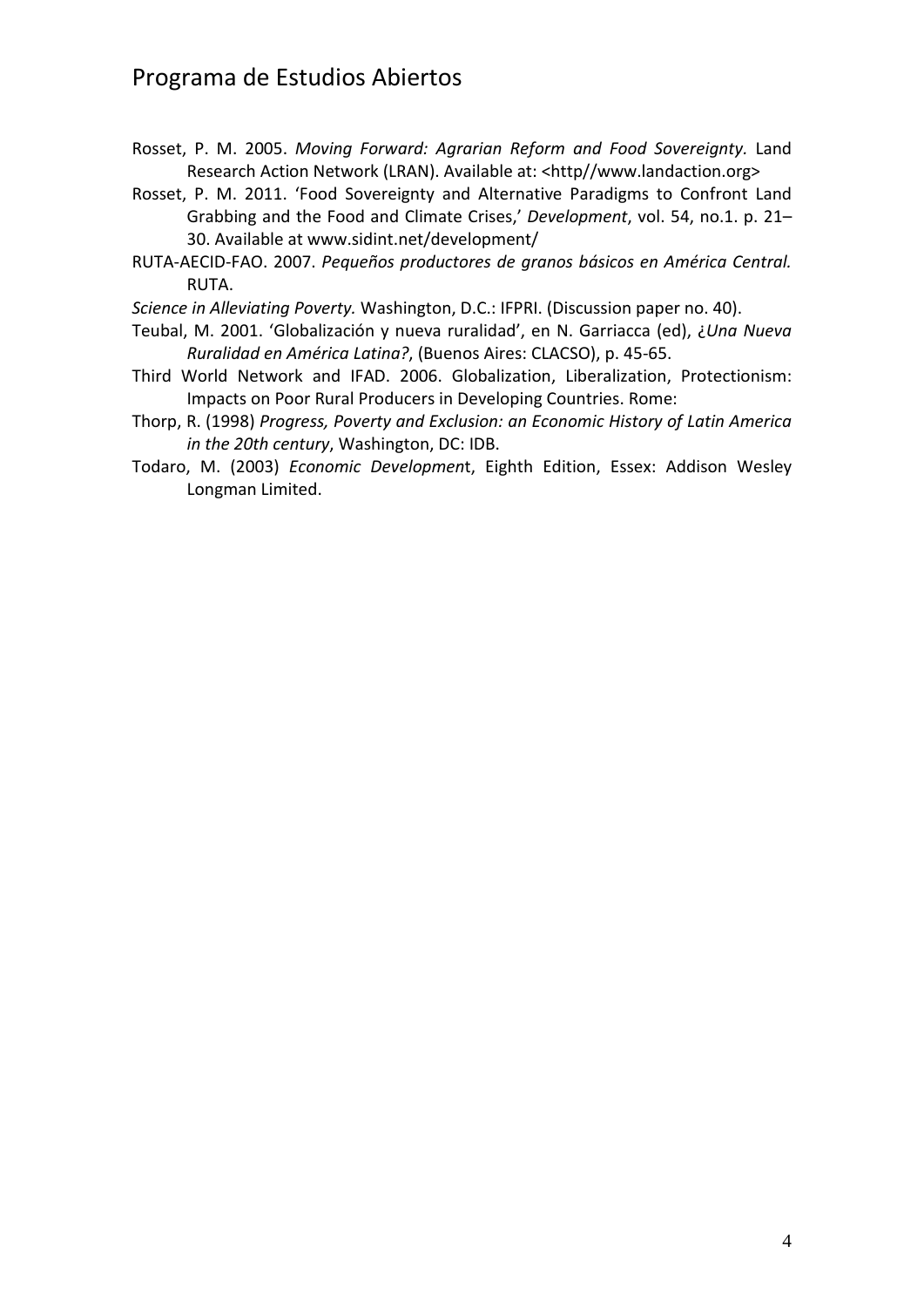Rosset, P. M. 2005. *Moving Forward: Agrarian Reform and Food Sovereignty.* Land Research Action Network (LRAN). Available at: <http//www.landaction.org>

Rosset, P. M. 2011. 'Food Sovereignty and Alternative Paradigms to Confront Land Grabbing and the Food and Climate Crises,' *Development*, vol. 54, no.1. p. 21–30. Available at www.sidint.net/development/

RUTA-AECID-FAO. 2007. *Pequeños productores de granos básicos en América Central.* RUTA.

*Science in Alleviating Poverty.* Washington, D.C.: IFPRI. (Discussion paper no. 40).

Teubal, M. 2001. 'Globalización y nueva ruralidad', en N. Garriacca (ed), ¿*Una Nueva Ruralidad en América Latina?*, (Buenos Aires: CLACSO), p. 45-65.

Third World Network and IFAD. 2006. Globalization, Liberalization, Protectionism: Impacts on Poor Rural Producers in Developing Countries. Rome:

Thorp, R. (1998) *Progress, Poverty and Exclusion: an Economic History of Latin America in the 20th century*, Washington, DC: IDB.

Todaro, M. (2003) *Economic Developmen*t, Eighth Edition, Essex: Addison Wesley Longman Limited.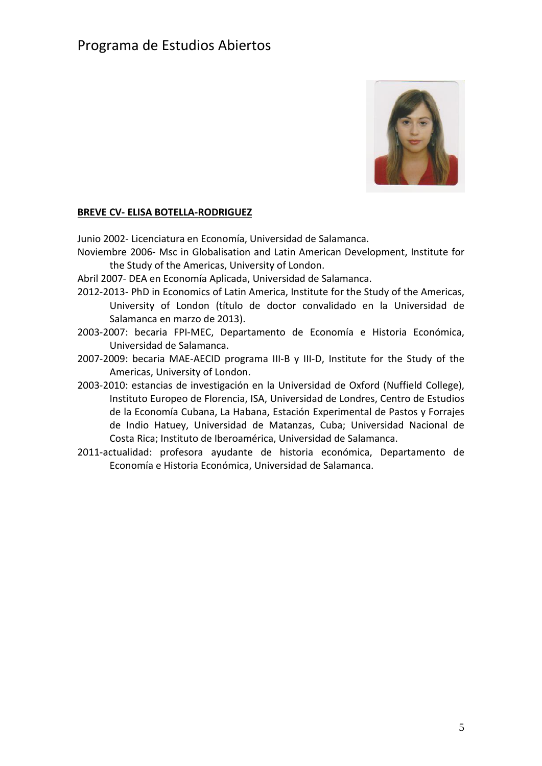# Programa de Estudios Abiertos

**BREVE CV- ELISA BOTELLA-RODRIGUEZ**

Junio 2002- Licenciatura en Economía, Universidad de Salamanca.

Noviembre 2006- Msc in Globalisation and Latin American Development, Institute for the Study of the Americas, University of London.

Abril 2007- DEA en Economía Aplicada, Universidad de Salamanca.

2012-2013- PhD in Economics of Latin America, Institute for the Study of the Americas, University of London (título de doctor convalidado en la Universidad de Salamanca en marzo de 2013).

2003-2007: becaria FPI-MEC, Departamento de Economía e Historia Económica, Universidad de Salamanca.

2007-2009: becaria MAE-AECID programa III-B y III-D, Institute for the Study of the Americas, University of London.

2003-2010: estancias de investigación en la Universidad de Oxford (Nuffield College), Instituto Europeo de Florencia, ISA, Universidad de Londres, Centro de Estudios de la Economía Cubana, La Habana, Estación Experimental de Pastos y Forrajes de Indio Hatuey, Universidad de Matanzas, Cuba; Universidad Nacional de Costa Rica; Instituto de Iberoamérica, Universidad de Salamanca.

2011-actualidad: profesora ayudante de historia económica, Departamento de Economía e Historia Económica, Universidad de Salamanca.